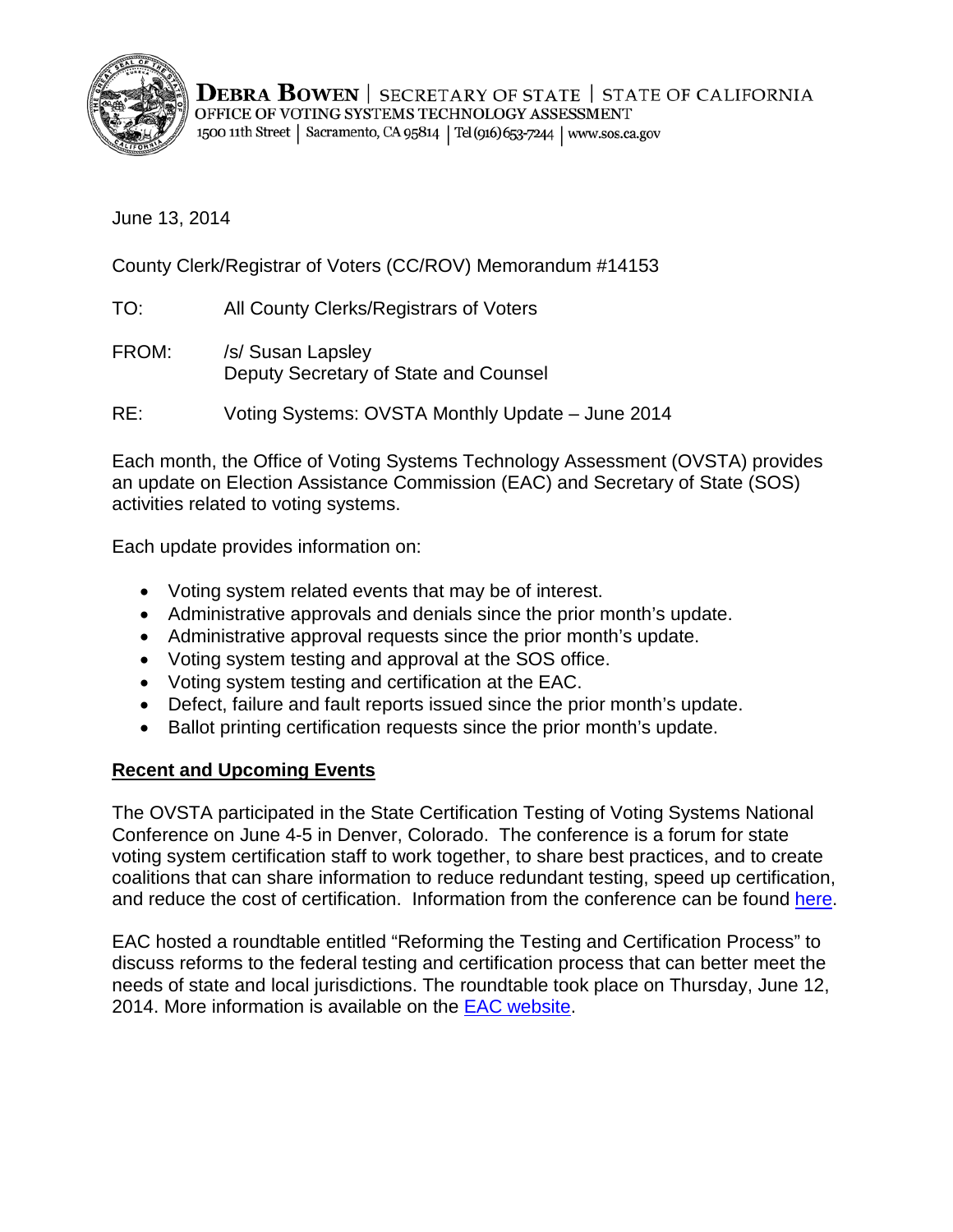**DEBRA BOWEN** | SECRETARY OF STATE | STATE OF CALIFORNIA
OFFICE OF VOTING SYSTEMS TECHNOLOGY ASSESSMENT
1500 11th Street | Sacramento, CA 95814 | Tel (916) 653-7244 | www.sos.ca.gov

June 13, 2014

County Clerk/Registrar of Voters (CC/ROV) Memorandum #14153

TO: All County Clerks/Registrars of Voters

FROM: /s/ Susan Lapsley
Deputy Secretary of State and Counsel

RE: Voting Systems: OVSTA Monthly Update – June 2014

Each month, the Office of Voting Systems Technology Assessment (OVSTA) provides an update on Election Assistance Commission (EAC) and Secretary of State (SOS) activities related to voting systems.

Each update provides information on:

- Voting system related events that may be of interest.
- Administrative approvals and denials since the prior month's update.
- Administrative approval requests since the prior month's update.
- Voting system testing and approval at the SOS office.
- Voting system testing and certification at the EAC.
- Defect, failure and fault reports issued since the prior month's update.
- Ballot printing certification requests since the prior month's update.

## Recent and Upcoming Events

The OVSTA participated in the State Certification Testing of Voting Systems National Conference on June 4-5 in Denver, Colorado. The conference is a forum for state voting system certification staff to work together, to share best practices, and to create coalitions that can share information to reduce redundant testing, speed up certification, and reduce the cost of certification. Information from the conference can be found here.

EAC hosted a roundtable entitled "Reforming the Testing and Certification Process" to discuss reforms to the federal testing and certification process that can better meet the needs of state and local jurisdictions. The roundtable took place on Thursday, June 12, 2014. More information is available on the EAC website.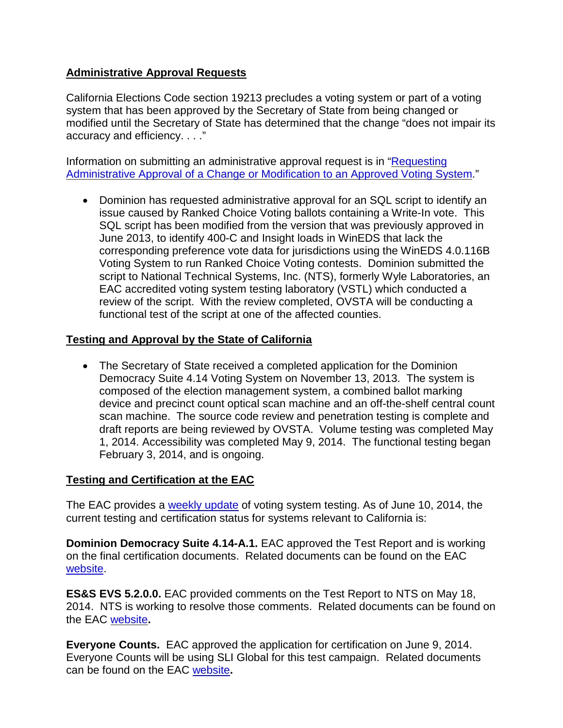## Administrative Approval Requests

California Elections Code section 19213 precludes a voting system or part of a voting system that has been approved by the Secretary of State from being changed or modified until the Secretary of State has determined that the change "does not impair its accuracy and efficiency. . . ."

Information on submitting an administrative approval request is in "Requesting Administrative Approval of a Change or Modification to an Approved Voting System."

- Dominion has requested administrative approval for an SQL script to identify an issue caused by Ranked Choice Voting ballots containing a Write-In vote. This SQL script has been modified from the version that was previously approved in June 2013, to identify 400-C and Insight loads in WinEDS that lack the corresponding preference vote data for jurisdictions using the WinEDS 4.0.116B Voting System to run Ranked Choice Voting contests. Dominion submitted the script to National Technical Systems, Inc. (NTS), formerly Wyle Laboratories, an EAC accredited voting system testing laboratory (VSTL) which conducted a review of the script. With the review completed, OVSTA will be conducting a functional test of the script at one of the affected counties.

## Testing and Approval by the State of California

- The Secretary of State received a completed application for the Dominion Democracy Suite 4.14 Voting System on November 13, 2013. The system is composed of the election management system, a combined ballot marking device and precinct count optical scan machine and an off-the-shelf central count scan machine. The source code review and penetration testing is complete and draft reports are being reviewed by OVSTA. Volume testing was completed May 1, 2014. Accessibility was completed May 9, 2014. The functional testing began February 3, 2014, and is ongoing.

## Testing and Certification at the EAC

The EAC provides a weekly update of voting system testing. As of June 10, 2014, the current testing and certification status for systems relevant to California is:

**Dominion Democracy Suite 4.14-A.1.** EAC approved the Test Report and is working on the final certification documents. Related documents can be found on the EAC website.

**ES&S EVS 5.2.0.0.** EAC provided comments on the Test Report to NTS on May 18, 2014. NTS is working to resolve those comments. Related documents can be found on the EAC website**.**

**Everyone Counts.** EAC approved the application for certification on June 9, 2014. Everyone Counts will be using SLI Global for this test campaign. Related documents can be found on the EAC website**.**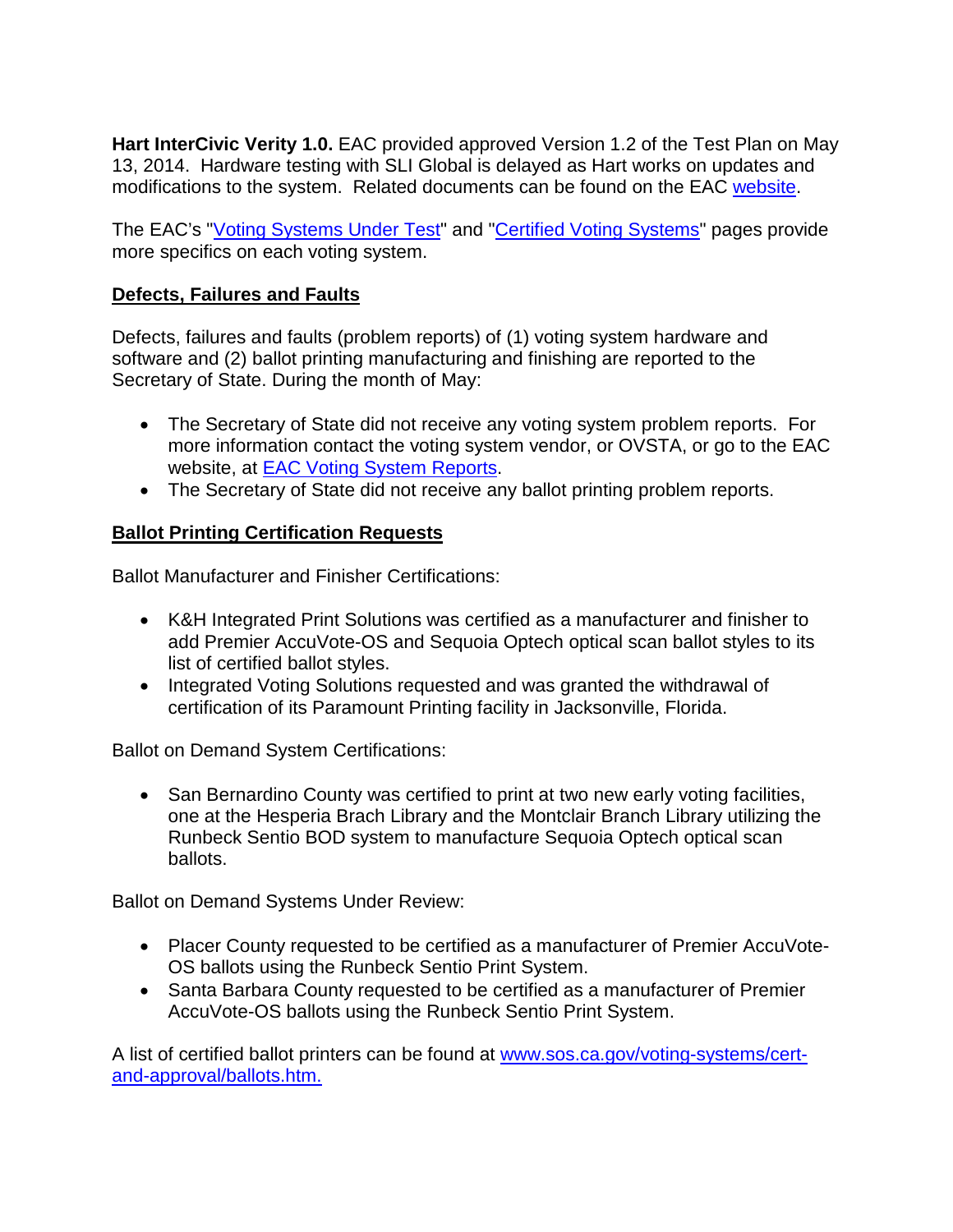**Hart InterCivic Verity 1.0.** EAC provided approved Version 1.2 of the Test Plan on May 13, 2014. Hardware testing with SLI Global is delayed as Hart works on updates and modifications to the system. Related documents can be found on the EAC website.

The EAC's "Voting Systems Under Test" and "Certified Voting Systems" pages provide more specifics on each voting system.

## Defects, Failures and Faults

Defects, failures and faults (problem reports) of (1) voting system hardware and software and (2) ballot printing manufacturing and finishing are reported to the Secretary of State. During the month of May:

- The Secretary of State did not receive any voting system problem reports. For more information contact the voting system vendor, or OVSTA, or go to the EAC website, at EAC Voting System Reports.
- The Secretary of State did not receive any ballot printing problem reports.

## Ballot Printing Certification Requests

Ballot Manufacturer and Finisher Certifications:

- K&H Integrated Print Solutions was certified as a manufacturer and finisher to add Premier AccuVote-OS and Sequoia Optech optical scan ballot styles to its list of certified ballot styles.
- Integrated Voting Solutions requested and was granted the withdrawal of certification of its Paramount Printing facility in Jacksonville, Florida.

Ballot on Demand System Certifications:

- San Bernardino County was certified to print at two new early voting facilities, one at the Hesperia Brach Library and the Montclair Branch Library utilizing the Runbeck Sentio BOD system to manufacture Sequoia Optech optical scan ballots.

Ballot on Demand Systems Under Review:

- Placer County requested to be certified as a manufacturer of Premier AccuVote-OS ballots using the Runbeck Sentio Print System.
- Santa Barbara County requested to be certified as a manufacturer of Premier AccuVote-OS ballots using the Runbeck Sentio Print System.

A list of certified ballot printers can be found at www.sos.ca.gov/voting-systems/cert-and-approval/ballots.htm.